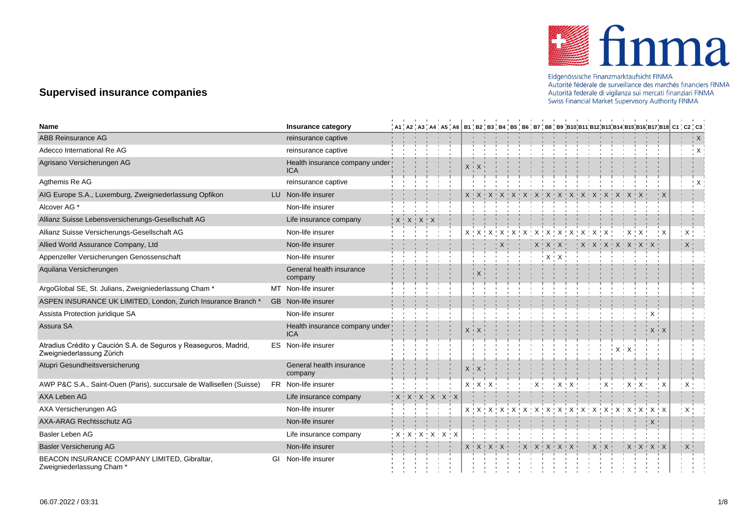## Supervised insurance companies

| Name | | Insurance category | A1 | A2 | A3 | A4 | A5 | A6 | B1 | B2 | B3 | B4 | B5 | B6 | B7 | B8 | B9 | B10 | B11 | B12 | B13 | B14 | B15 | B16 | B17 | B18 | C1 | C2 | C3 |
|---|---|---|---|---|---|---|---|---|---|---|---|---|---|---|---|---|---|---|---|---|---|---|---|---|---|---|---|---|---|
| ABB Reinsurance AG | | reinsurance captive | | | | | | | | | | | | | | | | | | | | | | | | | | | X |
| Adecco International Re AG | | reinsurance captive | | | | | | | | | | | | | | | | | | | | | | | | | | | X |
| Agrisano Versicherungen AG | | Health insurance company under ICA | | | | | | | X | X | | | | | | | | | | | | | | | | | | | |
| Agthemis Re AG | | reinsurance captive | | | | | | | | | | | | | | | | | | | | | | | | | | | X |
| AIG Europe S.A., Luxemburg, Zweigniederlassung Opfikon | LU | Non-life insurer | | | | | | | X | X | X | X | X | X | X | X | X | X | X | X | X | X | X | X | | X | | | |
| Alcover AG * | | Non-life insurer | | | | | | | | | | | | | | | | | | | | | | | | | | | |
| Allianz Suisse Lebensversicherungs-Gesellschaft AG | | Life insurance company | X | X | X | X | | | | | | | | | | | | | | | | | | | | | | | |
| Allianz Suisse Versicherungs-Gesellschaft AG | | Non-life insurer | | | | | | | X | X | X | X | X | X | X | X | X | X | X | X | X | | X | X | | X | | X | |
| Allied World Assurance Company, Ltd | | Non-life insurer | | | | | | | | | | X | | | X | X | X | | X | X | X | X | X | X | X | | | X | |
| Appenzeller Versicherungen Genossenschaft | | Non-life insurer | | | | | | | | | | | | | | X | X | | | | | | | | | | | | |
| Aquilana Versicherungen | | General health insurance company | | | | | | | | X | | | | | | | | | | | | | | | | | | | |
| ArgoGlobal SE, St. Julians, Zweigniederlassung Cham * | MT | Non-life insurer | | | | | | | | | | | | | | | | | | | | | | | | | | | |
| ASPEN INSURANCE UK LIMITED, London, Zurich Insurance Branch * | GB | Non-life insurer | | | | | | | | | | | | | | | | | | | | | | | | | | | |
| Assista Protection juridique SA | | Non-life insurer | | | | | | | | | | | | | | | | | | | | | | | X | | | | |
| Assura SA | | Health insurance company under ICA | | | | | | | X | X | | | | | | | | | | | | | | | X | X | | | |
| Atradius Crédito y Caución S.A. de Seguros y Reaseguros, Madrid, Zweigniederlassung Zürich | ES | Non-life insurer | | | | | | | | | | | | | | | | | | | | X | X | | | | | | |
| Atupri Gesundheitsversicherung | | General health insurance company | | | | | | | X | X | | | | | | | | | | | | | | | | | | | |
| AWP P&C S.A., Saint-Ouen (Paris), succursale de Wallisellen (Suisse) | FR | Non-life insurer | | | | | | | X | X | X | | | | X | | X | X | | | X | | X | X | | X | | X | |
| AXA Leben AG | | Life insurance company | X | X | X | X | X | X | | | | | | | | | | | | | | | | | | | | | |
| AXA Versicherungen AG | | Non-life insurer | | | | | | | X | X | X | X | X | X | X | X | X | X | X | X | X | X | X | X | X | X | | X | |
| AXA-ARAG Rechtsschutz AG | | Non-life insurer | | | | | | | | | | | | | | | | | | | | | | | X | | | | |
| Basler Leben AG | | Life insurance company | X | X | X | X | X | X | | | | | | | | | | | | | | | | | | | | | |
| Basler Versicherung AG | | Non-life insurer | | | | | | | X | X | X | X | | X | X | X | X | X | | X | X | | X | X | X | X | | X | |
| BEACON INSURANCE COMPANY LIMITED, Gibraltar, Zweigniederlassung Cham * | GI | Non-life insurer | | | | | | | | | | | | | | | | | | | | | | | | | | | |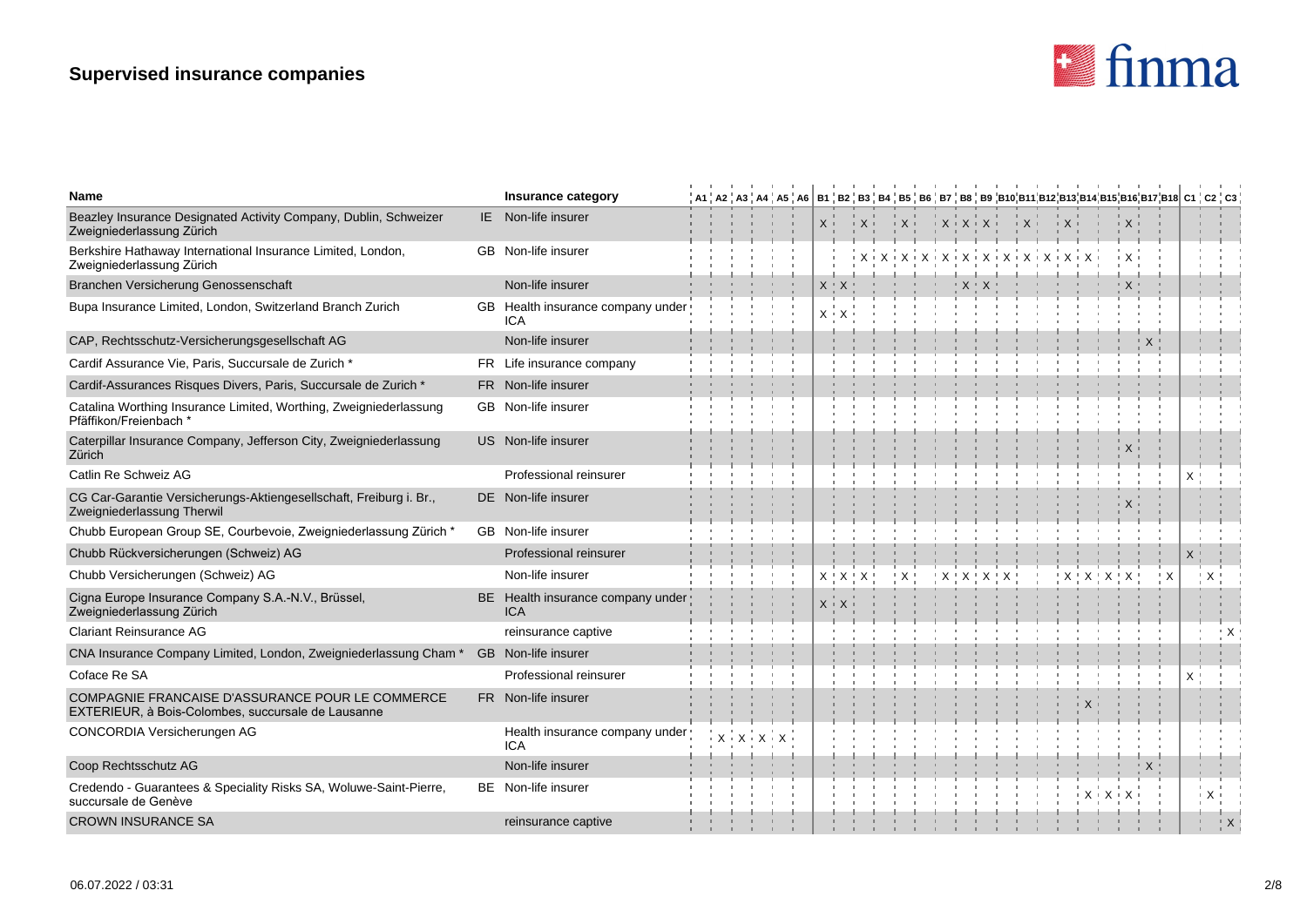# Supervised insurance companies

| Name | | Insurance category | A1 | A2 | A3 | A4 | A5 | A6 | B1 | B2 | B3 | B4 | B5 | B6 | B7 | B8 | B9 | B10 | B11 | B12 | B13 | B14 | B15 | B16 | B17 | B18 | C1 | C2 | C3 |
|---|---|---|---|---|---|---|---|---|---|---|---|---|---|---|---|---|---|---|---|---|---|---|---|---|---|---|---|---|---|
| Beazley Insurance Designated Activity Company, Dublin, Schweizer Zweigniederlassung Zürich | IE | Non-life insurer | | | | | | | X | | X | | X | | X | X | X | | X | | X | | | X | | | | | |
| Berkshire Hathaway International Insurance Limited, London, Zweigniederlassung Zürich | GB | Non-life insurer | | | | | | | | | X | X | X | X | X | X | X | X | X | X | X | X | | X | | | | | |
| Branchen Versicherung Genossenschaft | | Non-life insurer | | | | | | | X | X | | | | | | X | X | | | | | | | X | | | | | |
| Bupa Insurance Limited, London, Switzerland Branch Zurich | GB | Health insurance company under ICA | | | | | | | X | X | | | | | | | | | | | | | | | | | | | |
| CAP, Rechtsschutz-Versicherungsgesellschaft AG | | Non-life insurer | | | | | | | | | | | | | | | | | | | | | | | X | | | | |
| Cardif Assurance Vie, Paris, Succursale de Zurich * | FR | Life insurance company | | | | | | | | | | | | | | | | | | | | | | | | | | | |
| Cardif-Assurances Risques Divers, Paris, Succursale de Zurich * | FR | Non-life insurer | | | | | | | | | | | | | | | | | | | | | | | | | | | |
| Catalina Worthing Insurance Limited, Worthing, Zweigniederlassung Pfäffikon/Freienbach * | GB | Non-life insurer | | | | | | | | | | | | | | | | | | | | | | | | | | | |
| Caterpillar Insurance Company, Jefferson City, Zweigniederlassung Zürich | US | Non-life insurer | | | | | | | | | | | | | | | | | | | | | | X | | | | | |
| Catlin Re Schweiz AG | | Professional reinsurer | | | | | | | | | | | | | | | | | | | | | | | | | X | | |
| CG Car-Garantie Versicherungs-Aktiengesellschaft, Freiburg i. Br., Zweigniederlassung Therwil | DE | Non-life insurer | | | | | | | | | | | | | | | | | | | | | | X | | | | | |
| Chubb European Group SE, Courbevoie, Zweigniederlassung Zürich * | GB | Non-life insurer | | | | | | | | | | | | | | | | | | | | | | | | | | | |
| Chubb Rückversicherungen (Schweiz) AG | | Professional reinsurer | | | | | | | | | | | | | | | | | | | | | | | | | X | | |
| Chubb Versicherungen (Schweiz) AG | | Non-life insurer | | | | | | | X | X | X | | X | | X | X | X | X | | | X | X | X | X | | X | | X | |
| Cigna Europe Insurance Company S.A.-N.V., Brüssel, Zweigniederlassung Zürich | BE | Health insurance company under ICA | | | | | | | X | X | | | | | | | | | | | | | | | | | | | |
| Clariant Reinsurance AG | | reinsurance captive | | | | | | | | | | | | | | | | | | | | | | | | | | | X |
| CNA Insurance Company Limited, London, Zweigniederlassung Cham * | GB | Non-life insurer | | | | | | | | | | | | | | | | | | | | | | | | | | | |
| Coface Re SA | | Professional reinsurer | | | | | | | | | | | | | | | | | | | | | | | | | X | | |
| COMPAGNIE FRANCAISE D'ASSURANCE POUR LE COMMERCE EXTERIEUR, à Bois-Colombes, succursale de Lausanne | FR | Non-life insurer | | | | | | | | | | | | | | | | | | | | X | | | | | | | |
| CONCORDIA Versicherungen AG | | Health insurance company under ICA | | X | X | X | X | | | | | | | | | | | | | | | | | | | | | | |
| Coop Rechtsschutz AG | | Non-life insurer | | | | | | | | | | | | | | | | | | | | | | | X | | | | |
| Credendo - Guarantees & Speciality Risks SA, Woluwe-Saint-Pierre, succursale de Genève | BE | Non-life insurer | | | | | | | | | | | | | | | | | | | | X | X | X | | | | X | |
| CROWN INSURANCE SA | | reinsurance captive | | | | | | | | | | | | | | | | | | | | | | | | | | | X |

06.07.2022 / 03:31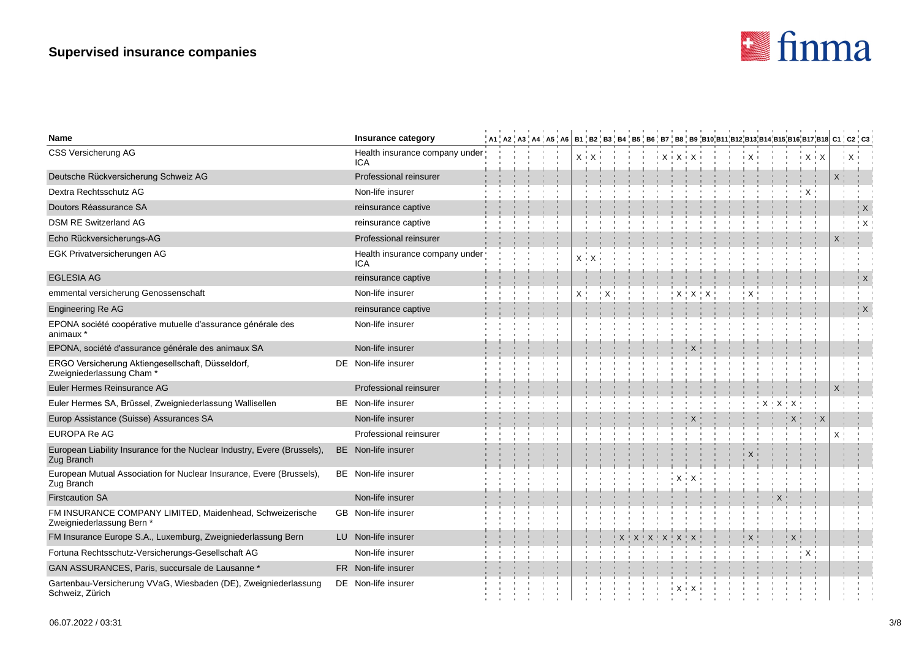| Name | | Insurance category | A1 | A2 | A3 | A4 | A5 | A6 | B1 | B2 | B3 | B4 | B5 | B6 | B7 | B8 | B9 | B10 | B11 | B12 | B13 | B14 | B15 | B16 | B17 | B18 | C1 | C2 | C3 |
|---|---|---|---|---|---|---|---|---|---|---|---|---|---|---|---|---|---|---|---|---|---|---|---|---|---|---|---|---|---|
| CSS Versicherung AG | | Health insurance company under ICA | | | | | | | X | X | | | | | X | X | X | | | | X | | | | X | X | | X | |
| Deutsche Rückversicherung Schweiz AG | | Professional reinsurer | | | | | | | | | | | | | | | | | | | | | | | | | X | | |
| Dextra Rechtsschutz AG | | Non-life insurer | | | | | | | | | | | | | | | | | | | | | | | X | | | | |
| Doutors Réassurance SA | | reinsurance captive | | | | | | | | | | | | | | | | | | | | | | | | | | | X |
| DSM RE Switzerland AG | | reinsurance captive | | | | | | | | | | | | | | | | | | | | | | | | | | | X |
| Echo Rückversicherungs-AG | | Professional reinsurer | | | | | | | | | | | | | | | | | | | | | | | | | X | | |
| EGK Privatversicherungen AG | | Health insurance company under ICA | | | | | | | X | X | | | | | | | | | | | | | | | | | | | |
| EGLESIA AG | | reinsurance captive | | | | | | | | | | | | | | | | | | | | | | | | | | | X |
| emmental versicherung Genossenschaft | | Non-life insurer | | | | | | | X | | X | | | | | X | X | X | | | X | | | | | | | | |
| Engineering Re AG | | reinsurance captive | | | | | | | | | | | | | | | | | | | | | | | | | | | X |
| EPONA société coopérative mutuelle d'assurance générale des animaux * | | Non-life insurer | | | | | | | | | | | | | | | | | | | | | | | | | | | |
| EPONA, société d'assurance générale des animaux SA | | Non-life insurer | | | | | | | | | | | | | | | X | | | | | | | | | | | | |
| ERGO Versicherung Aktiengesellschaft, Düsseldorf, Zweigniederlassung Cham * | DE | Non-life insurer | | | | | | | | | | | | | | | | | | | | | | | | | | | |
| Euler Hermes Reinsurance AG | | Professional reinsurer | | | | | | | | | | | | | | | | | | | | | | | | | X | | |
| Euler Hermes SA, Brüssel, Zweigniederlassung Wallisellen | BE | Non-life insurer | | | | | | | | | | | | | | | | | | | | X | X | X | | | | | |
| Europ Assistance (Suisse) Assurances SA | | Non-life insurer | | | | | | | | | | | | | | | X | | | | | | | X | | X | | | |
| EUROPA Re AG | | Professional reinsurer | | | | | | | | | | | | | | | | | | | | | | | | | X | | |
| European Liability Insurance for the Nuclear Industry, Evere (Brussels), Zug Branch | BE | Non-life insurer | | | | | | | | | | | | | | | | | | | X | | | | | | | | |
| European Mutual Association for Nuclear Insurance, Evere (Brussels), Zug Branch | BE | Non-life insurer | | | | | | | | | | | | | | X | X | | | | | | | | | | | | |
| Firstcaution SA | | Non-life insurer | | | | | | | | | | | | | | | | | | | | | X | | | | | | |
| FM INSURANCE COMPANY LIMITED, Maidenhead, Schweizerische Zweigniederlassung Bern * | GB | Non-life insurer | | | | | | | | | | | | | | | | | | | | | | | | | | | |
| FM Insurance Europe S.A., Luxemburg, Zweigniederlassung Bern | LU | Non-life insurer | | | | | | | | | | X | X | X | X | X | X | | | | X | | | X | | | | | |
| Fortuna Rechtsschutz-Versicherungs-Gesellschaft AG | | Non-life insurer | | | | | | | | | | | | | | | | | | | | | | | X | | | | |
| GAN ASSURANCES, Paris, succursale de Lausanne * | FR | Non-life insurer | | | | | | | | | | | | | | | | | | | | | | | | | | | |
| Gartenbau-Versicherung VVaG, Wiesbaden (DE), Zweigniederlassung Schweiz, Zürich | DE | Non-life insurer | | | | | | | | | | | | | | X | X | | | | | | | | | | | | |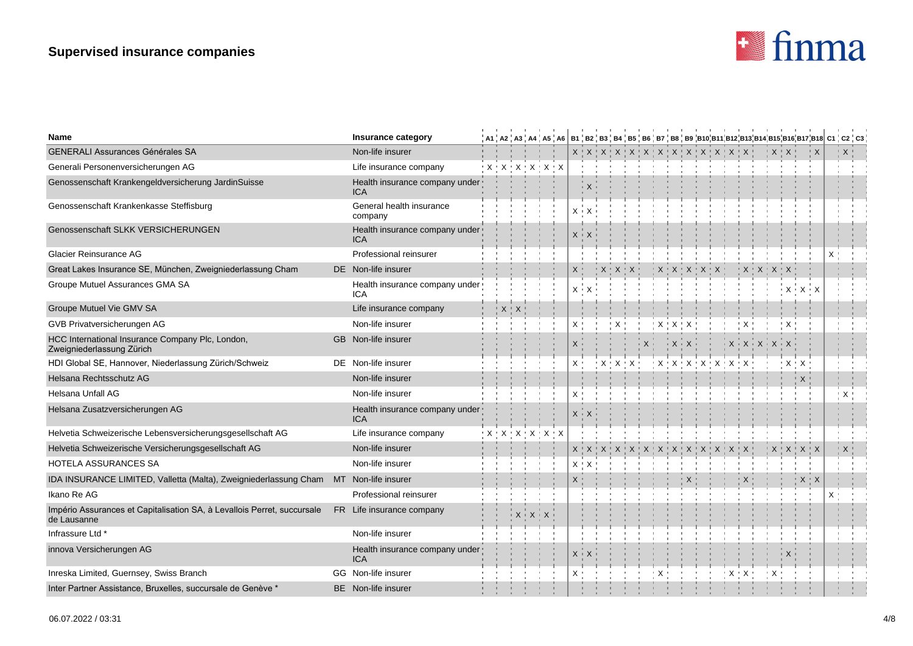# Supervised insurance companies

| Name | | Insurance category | A1 | A2 | A3 | A4 | A5 | A6 | B1 | B2 | B3 | B4 | B5 | B6 | B7 | B8 | B9 | B10 | B11 | B12 | B13 | B14 | B15 | B16 | B17 | B18 | C1 | C2 | C3 |
|---|---|---|---|---|---|---|---|---|---|---|---|---|---|---|---|---|---|---|---|---|---|---|---|---|---|---|---|---|---|
| GENERALI Assurances Générales SA | | Non-life insurer | | | | | | | X | X | X | X | X | X | X | X | X | X | X | X | X | | X | X | | X | | X | |
| Generali Personenversicherungen AG | | Life insurance company | X | X | X | X | X | X | | | | | | | | | | | | | | | | | | | | | |
| Genossenschaft Krankengeldversicherung JardinSuisse | | Health insurance company under ICA | | | | | | | | X | | | | | | | | | | | | | | | | | | | |
| Genossenschaft Krankenkasse Steffisburg | | General health insurance company | | | | | | | X | X | | | | | | | | | | | | | | | | | | | |
| Genossenschaft SLKK VERSICHERUNGEN | | Health insurance company under ICA | | | | | | | X | X | | | | | | | | | | | | | | | | | | | |
| Glacier Reinsurance AG | | Professional reinsurer | | | | | | | | | | | | | | | | | | | | | | | | | X | | |
| Great Lakes Insurance SE, München, Zweigniederlassung Cham | DE | Non-life insurer | | | | | | | X | | X | X | X | | X | X | X | X | X | | X | X | X | X | | | | | |
| Groupe Mutuel Assurances GMA SA | | Health insurance company under ICA | | | | | | | X | X | | | | | | | | | | | | | | X | X | X | | | |
| Groupe Mutuel Vie GMV SA | | Life insurance company | | X | X | | | | | | | | | | | | | | | | | | | | | | | | |
| GVB Privatversicherungen AG | | Non-life insurer | | | | | | | X | | | X | | | X | X | X | | | X | | | | X | | | | | |
| HCC International Insurance Company Plc, London, Zweigniederlassung Zürich | GB | Non-life insurer | | | | | | | X | | | | | X | | X | X | | | X | X | X | X | X | | | | | |
| HDI Global SE, Hannover, Niederlassung Zürich/Schweiz | DE | Non-life insurer | | | | | | | X | | X | X | X | | X | X | X | X | X | X | X | | | X | X | | | | |
| Helsana Rechtsschutz AG | | Non-life insurer | | | | | | | | | | | | | | | | | | | | | | | X | | | | |
| Helsana Unfall AG | | Non-life insurer | | | | | | | X | | | | | | | | | | | | | | | | | | | X | |
| Helsana Zusatzversicherungen AG | | Health insurance company under ICA | | | | | | | X | X | | | | | | | | | | | | | | | | | | | |
| Helvetia Schweizerische Lebensversicherungsgesellschaft AG | | Life insurance company | X | X | X | X | X | X | | | | | | | | | | | | | | | | | | | | | |
| Helvetia Schweizerische Versicherungsgesellschaft AG | | Non-life insurer | | | | | | | X | X | X | X | X | X | X | X | X | X | X | X | X | | X | X | X | X | | X | |
| HOTELA ASSURANCES SA | | Non-life insurer | | | | | | | X | X | | | | | | | | | | | | | | | | | | | |
| IDA INSURANCE LIMITED, Valletta (Malta), Zweigniederlassung Cham | MT | Non-life insurer | | | | | | | X | | | | | | | | X | | | | X | | | | X | X | | | |
| Ikano Re AG | | Professional reinsurer | | | | | | | | | | | | | | | | | | | | | | | | | X | | |
| Império Assurances et Capitalisation SA, à Levallois Perret, succursale de Lausanne | FR | Life insurance company | | | X | X | X | | | | | | | | | | | | | | | | | | | | | | |
| Infrassure Ltd * | | Non-life insurer | | | | | | | | | | | | | | | | | | | | | | | | | | | |
| innova Versicherungen AG | | Health insurance company under ICA | | | | | | | X | X | | | | | | | | | | | | | | X | | | | | |
| Inreska Limited, Guernsey, Swiss Branch | GG | Non-life insurer | | | | | | | X | | | | | | X | | | | | X | X | | X | | | | | | |
| Inter Partner Assistance, Bruxelles, succursale de Genève * | BE | Non-life insurer | | | | | | | | | | | | | | | | | | | | | | | | | | | |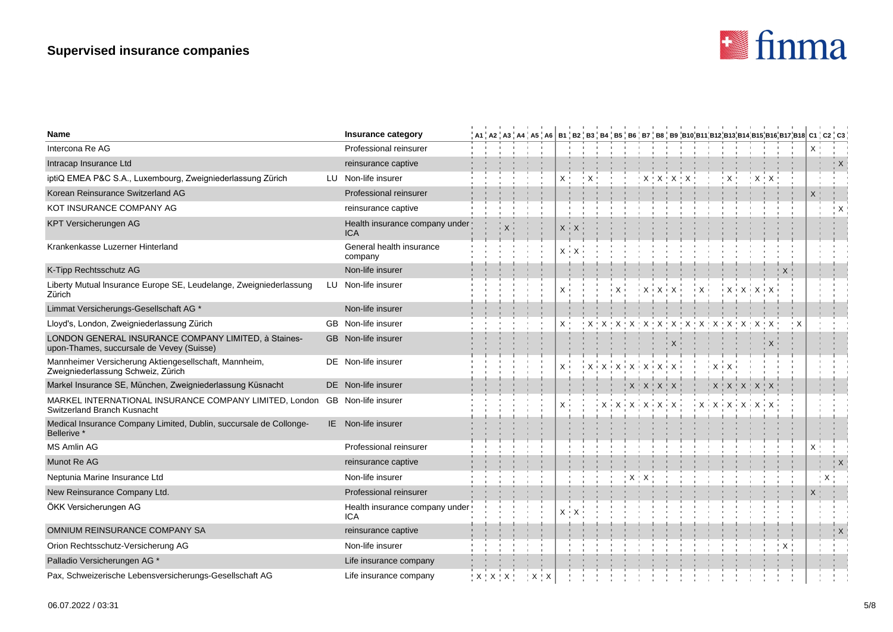# Supervised insurance companies

| Name | | Insurance category | A1 | A2 | A3 | A4 | A5 | A6 | B1 | B2 | B3 | B4 | B5 | B6 | B7 | B8 | B9 | B10 | B11 | B12 | B13 | B14 | B15 | B16 | B17 | B18 | C1 | C2 | C3 |
|---|---|---|---|---|---|---|---|---|---|---|---|---|---|---|---|---|---|---|---|---|---|---|---|---|---|---|---|---|---|
| Intercona Re AG | | Professional reinsurer | | | | | | | | | | | | | | | | | | | | | | | | | X | | |
| Intracap Insurance Ltd | | reinsurance captive | | | | | | | | | | | | | | | | | | | | | | | | | | | X |
| iptiQ EMEA P&C S.A., Luxembourg, Zweigniederlassung Zürich | LU | Non-life insurer | | | | | | | X | | X | | | | X | X | X | X | | | X | | X | X | | | | | |
| Korean Reinsurance Switzerland AG | | Professional reinsurer | | | | | | | | | | | | | | | | | | | | | | | | | X | | |
| KOT INSURANCE COMPANY AG | | reinsurance captive | | | | | | | | | | | | | | | | | | | | | | | | | | | X |
| KPT Versicherungen AG | | Health insurance company under ICA | | | X | | | | X | X | | | | | | | | | | | | | | | | | | | |
| Krankenkasse Luzerner Hinterland | | General health insurance company | | | | | | | X | X | | | | | | | | | | | | | | | | | | | |
| K-Tipp Rechtsschutz AG | | Non-life insurer | | | | | | | | | | | | | | | | | | | | | | | X | | | | |
| Liberty Mutual Insurance Europe SE, Leudelange, Zweigniederlassung Zürich | LU | Non-life insurer | | | | | | | X | | | | X | | X | X | X | | X | | X | X | X | X | | | | | |
| Limmat Versicherungs-Gesellschaft AG * | | Non-life insurer | | | | | | | | | | | | | | | | | | | | | | | | | | | |
| Lloyd's, London, Zweigniederlassung Zürich | GB | Non-life insurer | | | | | | | X | | X | X | X | X | X | X | X | X | X | X | X | X | X | X | | X | | | |
| LONDON GENERAL INSURANCE COMPANY LIMITED, à Staines-upon-Thames, succursale de Vevey (Suisse) | GB | Non-life insurer | | | | | | | | | | | | | | | X | | | | | | | X | | | | | |
| Mannheimer Versicherung Aktiengesellschaft, Mannheim, Zweigniederlassung Schweiz, Zürich | DE | Non-life insurer | | | | | | | X | | X | X | X | X | X | X | X | | | X | X | | | | | | | | |
| Markel Insurance SE, München, Zweigniederlassung Küsnacht | DE | Non-life insurer | | | | | | | | | | | | X | X | X | X | | | X | X | X | X | X | | | | | |
| MARKEL INTERNATIONAL INSURANCE COMPANY LIMITED, London Switzerland Branch Kusnacht | GB | Non-life insurer | | | | | | | X | | | X | X | X | X | X | X | | X | X | X | X | X | X | | | | | |
| Medical Insurance Company Limited, Dublin, succursale de Collonge-Bellerive * | IE | Non-life insurer | | | | | | | | | | | | | | | | | | | | | | | | | | | |
| MS Amlin AG | | Professional reinsurer | | | | | | | | | | | | | | | | | | | | | | | | | X | | |
| Munot Re AG | | reinsurance captive | | | | | | | | | | | | | | | | | | | | | | | | | | | X |
| Neptunia Marine Insurance Ltd | | Non-life insurer | | | | | | | | | | | | X | X | | | | | | | | | | | | | X | |
| New Reinsurance Company Ltd. | | Professional reinsurer | | | | | | | | | | | | | | | | | | | | | | | | | X | | |
| ÖKK Versicherungen AG | | Health insurance company under ICA | | | | | | | X | X | | | | | | | | | | | | | | | | | | | |
| OMNIUM REINSURANCE COMPANY SA | | reinsurance captive | | | | | | | | | | | | | | | | | | | | | | | | | | | X |
| Orion Rechtsschutz-Versicherung AG | | Non-life insurer | | | | | | | | | | | | | | | | | | | | | | | X | | | | |
| Palladio Versicherungen AG * | | Life insurance company | | | | | | | | | | | | | | | | | | | | | | | | | | | |
| Pax, Schweizerische Lebensversicherungs-Gesellschaft AG | | Life insurance company | X | X | X | | X | X | | | | | | | | | | | | | | | | | | | | | |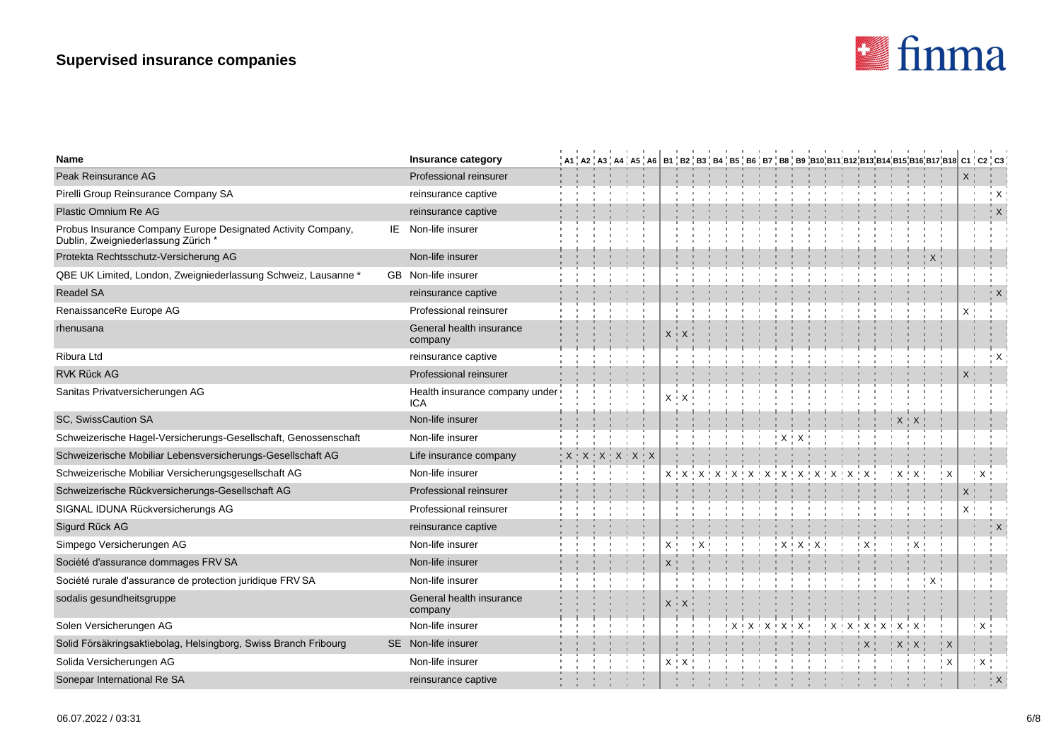## Supervised insurance companies

| Name | | Insurance category | A1 | A2 | A3 | A4 | A5 | A6 | B1 | B2 | B3 | B4 | B5 | B6 | B7 | B8 | B9 | B10 | B11 | B12 | B13 | B14 | B15 | B16 | B17 | B18 | C1 | C2 | C3 |
|---|---|---|---|---|---|---|---|---|---|---|---|---|---|---|---|---|---|---|---|---|---|---|---|---|---|---|---|---|---|
| Peak Reinsurance AG | | Professional reinsurer | | | | | | | | | | | | | | | | | | | | | | | | | X | | |
| Pirelli Group Reinsurance Company SA | | reinsurance captive | | | | | | | | | | | | | | | | | | | | | | | | | | | X |
| Plastic Omnium Re AG | | reinsurance captive | | | | | | | | | | | | | | | | | | | | | | | | | | | X |
| Probus Insurance Company Europe Designated Activity Company, Dublin, Zweigniederlassung Zürich * | IE | Non-life insurer | | | | | | | | | | | | | | | | | | | | | | | | | | | |
| Protekta Rechtsschutz-Versicherung AG | | Non-life insurer | | | | | | | | | | | | | | | | | | | | | | | X | | | | |
| QBE UK Limited, London, Zweigniederlassung Schweiz, Lausanne * | GB | Non-life insurer | | | | | | | | | | | | | | | | | | | | | | | | | | | |
| Readel SA | | reinsurance captive | | | | | | | | | | | | | | | | | | | | | | | | | | | X |
| RenaissanceRe Europe AG | | Professional reinsurer | | | | | | | | | | | | | | | | | | | | | | | | | X | | |
| rhenusana | | General health insurance company | | | | | | | X | X | | | | | | | | | | | | | | | | | | | |
| Ribura Ltd | | reinsurance captive | | | | | | | | | | | | | | | | | | | | | | | | | | | X |
| RVK Rück AG | | Professional reinsurer | | | | | | | | | | | | | | | | | | | | | | | | | X | | |
| Sanitas Privatversicherungen AG | | Health insurance company under ICA | | | | | | | X | X | | | | | | | | | | | | | | | | | | | |
| SC, SwissCaution SA | | Non-life insurer | | | | | | | | | | | | | | | | | | | | | X | X | | | | | |
| Schweizerische Hagel-Versicherungs-Gesellschaft, Genossenschaft | | Non-life insurer | | | | | | | | | | | | | | X | X | | | | | | | | | | | | |
| Schweizerische Mobiliar Lebensversicherungs-Gesellschaft AG | | Life insurance company | X | X | X | X | X | X | | | | | | | | | | | | | | | | | | | | | |
| Schweizerische Mobiliar Versicherungsgesellschaft AG | | Non-life insurer | | | | | | | X | X | X | X | X | X | X | X | X | X | X | X | X | | X | X | | X | | X | |
| Schweizerische Rückversicherungs-Gesellschaft AG | | Professional reinsurer | | | | | | | | | | | | | | | | | | | | | | | | | X | | |
| SIGNAL IDUNA Rückversicherungs AG | | Professional reinsurer | | | | | | | | | | | | | | | | | | | | | | | | | X | | |
| Sigurd Rück AG | | reinsurance captive | | | | | | | | | | | | | | | | | | | | | | | | | | | X |
| Simpego Versicherungen AG | | Non-life insurer | | | | | | | X | | X | | | | | X | X | X | | | X | | | X | | | | | |
| Société d'assurance dommages FRV SA | | Non-life insurer | | | | | | | X | | | | | | | | | | | | | | | | | | | | |
| Société rurale d'assurance de protection juridique FRV SA | | Non-life insurer | | | | | | | | | | | | | | | | | | | | | | | X | | | | |
| sodalis gesundheitsgruppe | | General health insurance company | | | | | | | X | X | | | | | | | | | | | | | | | | | | | |
| Solen Versicherungen AG | | Non-life insurer | | | | | | | | | | | X | X | X | X | X | | X | X | X | X | X | X | | | | X | |
| Solid Försäkringsaktiebolag, Helsingborg, Swiss Branch Fribourg | SE | Non-life insurer | | | | | | | | | | | | | | | | | | | X | | X | X | | X | | | |
| Solida Versicherungen AG | | Non-life insurer | | | | | | | X | X | | | | | | | | | | | | | | | | X | | X | |
| Sonepar International Re SA | | reinsurance captive | | | | | | | | | | | | | | | | | | | | | | | | | | | X |

06.07.2022 / 03:31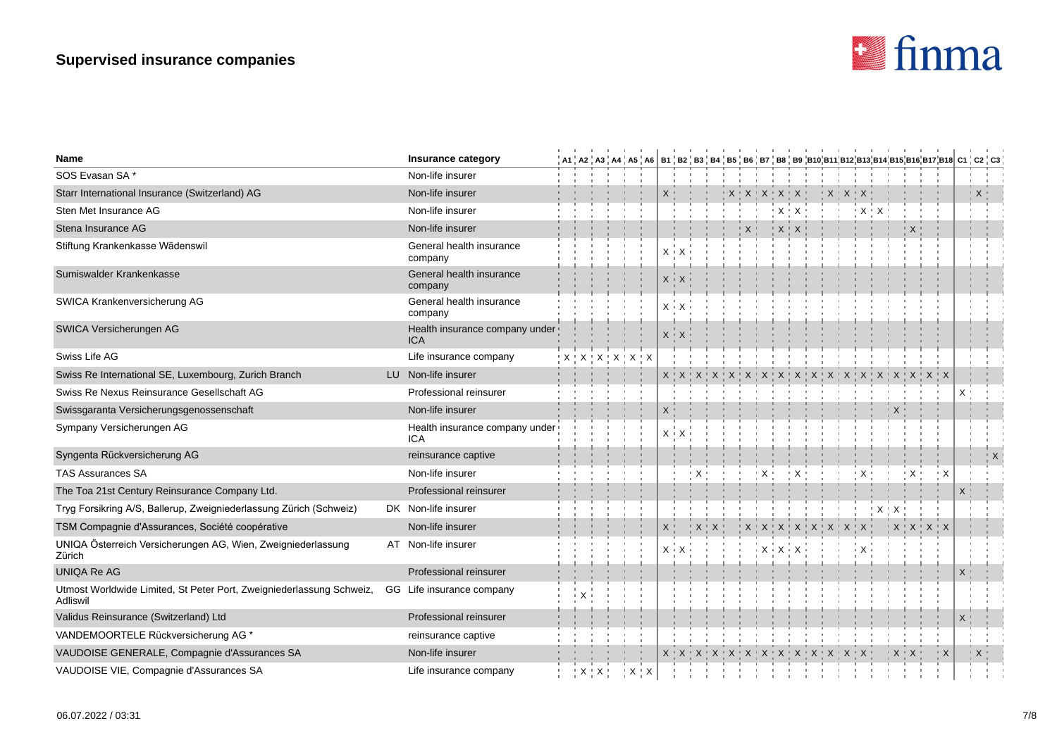# Supervised insurance companies

| Name | | Insurance category | A1 | A2 | A3 | A4 | A5 | A6 | B1 | B2 | B3 | B4 | B5 | B6 | B7 | B8 | B9 | B10 | B11 | B12 | B13 | B14 | B15 | B16 | B17 | B18 | C1 | C2 | C3 |
|---|---|---|---|---|---|---|---|---|---|---|---|---|---|---|---|---|---|---|---|---|---|---|---|---|---|---|---|---|---|
| SOS Evasan SA * | | Non-life insurer | | | | | | | | | | | | | | | | | | | | | | | | | | | |
| Starr International Insurance (Switzerland) AG | | Non-life insurer | | | | | | | X | | | | X | X | X | X | X | | X | X | X | | | | | | | X | |
| Sten Met Insurance AG | | Non-life insurer | | | | | | | | | | | | | | X | X | | | | X | X | | | | | | | |
| Stena Insurance AG | | Non-life insurer | | | | | | | | | | | | X | | X | X | | | | | | | X | | | | | |
| Stiftung Krankenkasse Wädenswil | | General health insurance company | | | | | | | X | X | | | | | | | | | | | | | | | | | | | |
| Sumiswalder Krankenkasse | | General health insurance company | | | | | | | X | X | | | | | | | | | | | | | | | | | | | |
| SWICA Krankenversicherung AG | | General health insurance company | | | | | | | X | X | | | | | | | | | | | | | | | | | | | |
| SWICA Versicherungen AG | | Health insurance company under ICA | | | | | | | X | X | | | | | | | | | | | | | | | | | | | |
| Swiss Life AG | | Life insurance company | X | X | X | X | X | X | | | | | | | | | | | | | | | | | | | | | |
| Swiss Re International SE, Luxembourg, Zurich Branch | LU | Non-life insurer | | | | | | | X | X | X | X | X | X | X | X | X | X | X | X | X | X | X | X | X | X | | | |
| Swiss Re Nexus Reinsurance Gesellschaft AG | | Professional reinsurer | | | | | | | | | | | | | | | | | | | | | | | | | X | | |
| Swissgaranta Versicherungsgenossenschaft | | Non-life insurer | | | | | | | X | | | | | | | | | | | | | | X | | | | | | |
| Sympany Versicherungen AG | | Health insurance company under ICA | | | | | | | X | X | | | | | | | | | | | | | | | | | | | |
| Syngenta Rückversicherung AG | | reinsurance captive | | | | | | | | | | | | | | | | | | | | | | | | | | | X |
| TAS Assurances SA | | Non-life insurer | | | | | | | | | X | | | | X | | X | | | | X | | | X | | X | | | |
| The Toa 21st Century Reinsurance Company Ltd. | | Professional reinsurer | | | | | | | | | | | | | | | | | | | | | | | | | X | | |
| Tryg Forsikring A/S, Ballerup, Zweigniederlassung Zürich (Schweiz) | DK | Non-life insurer | | | | | | | | | | | | | | | | | | | | X | X | | | | | | |
| TSM Compagnie d'Assurances, Société coopérative | | Non-life insurer | | | | | | | X | | X | X | | X | X | X | X | X | X | X | X | | X | X | X | X | | | |
| UNIQA Österreich Versicherungen AG, Wien, Zweigniederlassung Zürich | AT | Non-life insurer | | | | | | | X | X | | | | | X | X | X | | | | X | | | | | | | | |
| UNIQA Re AG | | Professional reinsurer | | | | | | | | | | | | | | | | | | | | | | | | | X | | |
| Utmost Worldwide Limited, St Peter Port, Zweigniederlassung Schweiz, Adliswil | GG | Life insurance company | | X | | | | | | | | | | | | | | | | | | | | | | | | | |
| Validus Reinsurance (Switzerland) Ltd | | Professional reinsurer | | | | | | | | | | | | | | | | | | | | | | | | | X | | |
| VANDEMOORTELE Rückversicherung AG * | | reinsurance captive | | | | | | | | | | | | | | | | | | | | | | | | | | | |
| VAUDOISE GENERALE, Compagnie d'Assurances SA | | Non-life insurer | | | | | | | X | X | X | X | X | X | X | X | X | X | X | X | X | | X | X | | X | | X | |
| VAUDOISE VIE, Compagnie d'Assurances SA | | Life insurance company | | X | X | | X | X | | | | | | | | | | | | | | | | | | | | | |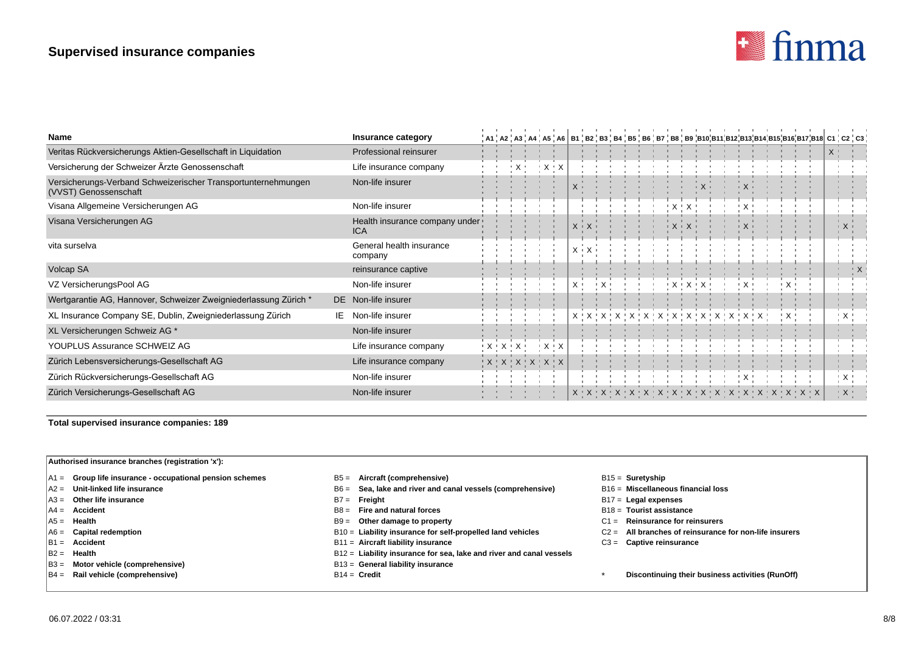# Supervised insurance companies

| Name | | Insurance category | A1 | A2 | A3 | A4 | A5 | A6 | B1 | B2 | B3 | B4 | B5 | B6 | B7 | B8 | B9 | B10 | B11 | B12 | B13 | B14 | B15 | B16 | B17 | B18 | C1 | C2 | C3 |
|---|---|---|---|---|---|---|---|---|---|---|---|---|---|---|---|---|---|---|---|---|---|---|---|---|---|---|---|---|---|
| Veritas Rückversicherungs Aktien-Gesellschaft in Liquidation | | Professional reinsurer | | | | | | | | | | | | | | | | | | | | | | | | | X | | |
| Versicherung der Schweizer Ärzte Genossenschaft | | Life insurance company | | | X | | X | X | | | | | | | | | | | | | | | | | | | | | |
| Versicherungs-Verband Schweizerischer Transportunternehmungen (VVST) Genossenschaft | | Non-life insurer | | | | | | | X | | | | | | | | | X | | | X | | | | | | | | |
| Visana Allgemeine Versicherungen AG | | Non-life insurer | | | | | | | | | | | | | | X | X | | | | X | | | | | | | | |
| Visana Versicherungen AG | | Health insurance company under ICA | | | | | | | X | X | | | | | | X | X | | | | X | | | | | | | X | |
| vita surselva | | General health insurance company | | | | | | | X | X | | | | | | | | | | | | | | | | | | | |
| Volcap SA | | reinsurance captive | | | | | | | | | | | | | | | | | | | | | | | | | | | X |
| VZ VersicherungsPool AG | | Non-life insurer | | | | | | | X | | X | | | | | X | X | X | | | X | | | X | | | | | |
| Wertgarantie AG, Hannover, Schweizer Zweigniederlassung Zürich * | DE | Non-life insurer | | | | | | | | | | | | | | | | | | | | | | | | | | | |
| XL Insurance Company SE, Dublin, Zweigniederlassung Zürich | IE | Non-life insurer | | | | | | | X | X | X | X | X | X | X | X | X | X | X | X | X | X | | X | | | | X | |
| XL Versicherungen Schweiz AG * | | Non-life insurer | | | | | | | | | | | | | | | | | | | | | | | | | | | |
| YOUPLUS Assurance SCHWEIZ AG | | Life insurance company | X | X | X | | X | X | | | | | | | | | | | | | | | | | | | | | |
| Zürich Lebensversicherungs-Gesellschaft AG | | Life insurance company | X | X | X | X | X | X | | | | | | | | | | | | | | | | | | | | | |
| Zürich Rückversicherungs-Gesellschaft AG | | Non-life insurer | | | | | | | | | | | | | | | | | | | X | | | | | | | X | |
| Zürich Versicherungs-Gesellschaft AG | | Non-life insurer | | | | | | | X | X | X | X | X | X | X | X | X | X | X | X | X | X | X | X | X | X | | X | |

**Total supervised insurance companies: 189**

**Authorised insurance branches (registration 'x'):**

- A1 = **Group life insurance - occupational pension schemes**
- A2 = **Unit-linked life insurance**
- A3 = **Other life insurance**
- A4 = **Accident**
- A5 = **Health**
- A6 = **Capital redemption**
- B1 = **Accident**
- B2 = **Health**
- B3 = **Motor vehicle (comprehensive)**
- B4 = **Rail vehicle (comprehensive)**
- B5 = **Aircraft (comprehensive)**
- B6 = **Sea, lake and river and canal vessels (comprehensive)**
- B7 = **Freight**
- B8 = **Fire and natural forces**
- B9 = **Other damage to property**
- B10 = **Liability insurance for self-propelled land vehicles**
- B11 = **Aircraft liability insurance**
- B12 = **Liability insurance for sea, lake and river and canal vessels**
- B13 = **General liability insurance**
- B14 = **Credit**
- B15 = **Suretyship**
- B16 = **Miscellaneous financial loss**
- B17 = **Legal expenses**
- B18 = **Tourist assistance**
- C1 = **Reinsurance for reinsurers**
- C2 = **All branches of reinsurance for non-life insurers**
- C3 = **Captive reinsurance**

\* **Discontinuing their business activities (RunOff)**